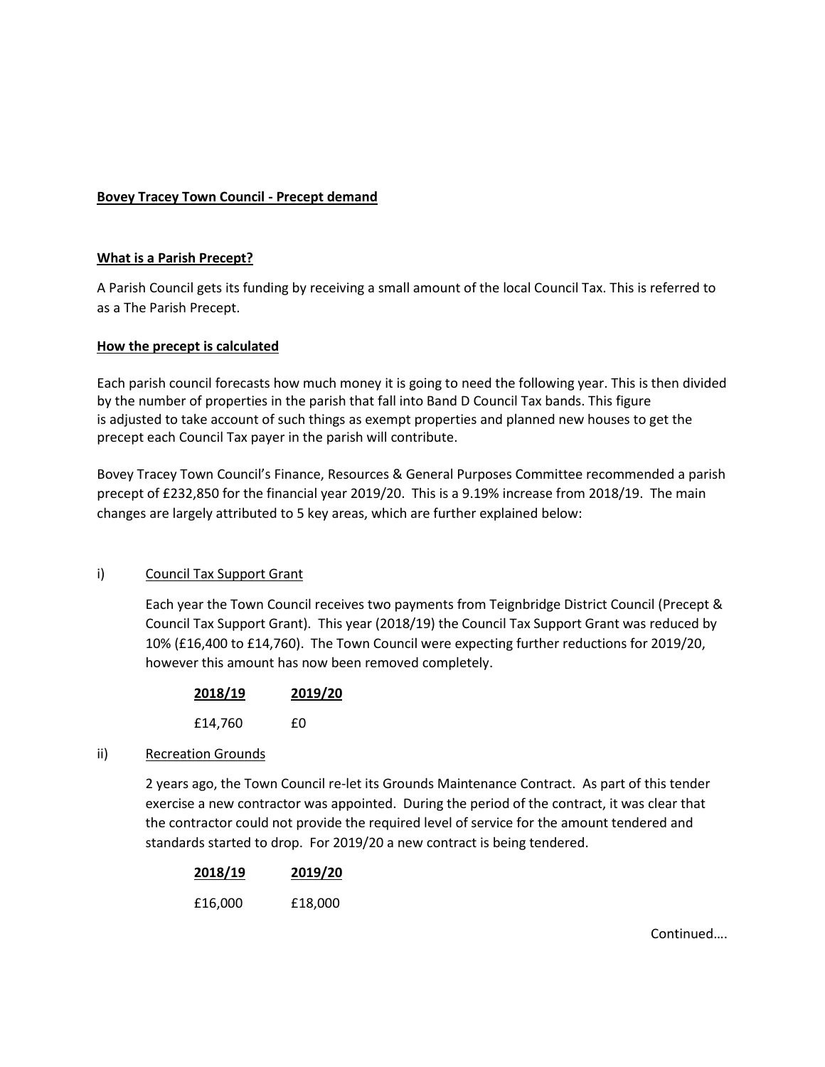**Bovey Tracey Town Council - Precept demand**

**What is a Parish Precept?**

A Parish Council gets its funding by receiving a small amount of the local Council Tax. This is referred to as a The Parish Precept.

**How the precept is calculated**

Each parish council forecasts how much money it is going to need the following year. This is then divided by the number of properties in the parish that fall into Band D Council Tax bands. This figure is adjusted to take account of such things as exempt properties and planned new houses to get the precept each Council Tax payer in the parish will contribute.

Bovey Tracey Town Council's Finance, Resources & General Purposes Committee recommended a parish precept of £232,850 for the financial year 2019/20. This is a 9.19% increase from 2018/19. The main changes are largely attributed to 5 key areas, which are further explained below:

i) Council Tax Support Grant

Each year the Town Council receives two payments from Teignbridge District Council (Precept & Council Tax Support Grant). This year (2018/19) the Council Tax Support Grant was reduced by 10% (£16,400 to £14,760). The Town Council were expecting further reductions for 2019/20, however this amount has now been removed completely.

| 2018/19 | 2019/20 |
| --- | --- |
| £14,760 | £0 |

ii) Recreation Grounds

2 years ago, the Town Council re-let its Grounds Maintenance Contract. As part of this tender exercise a new contractor was appointed. During the period of the contract, it was clear that the contractor could not provide the required level of service for the amount tendered and standards started to drop. For 2019/20 a new contract is being tendered.

| 2018/19 | 2019/20 |
| --- | --- |
| £16,000 | £18,000 |

Continued….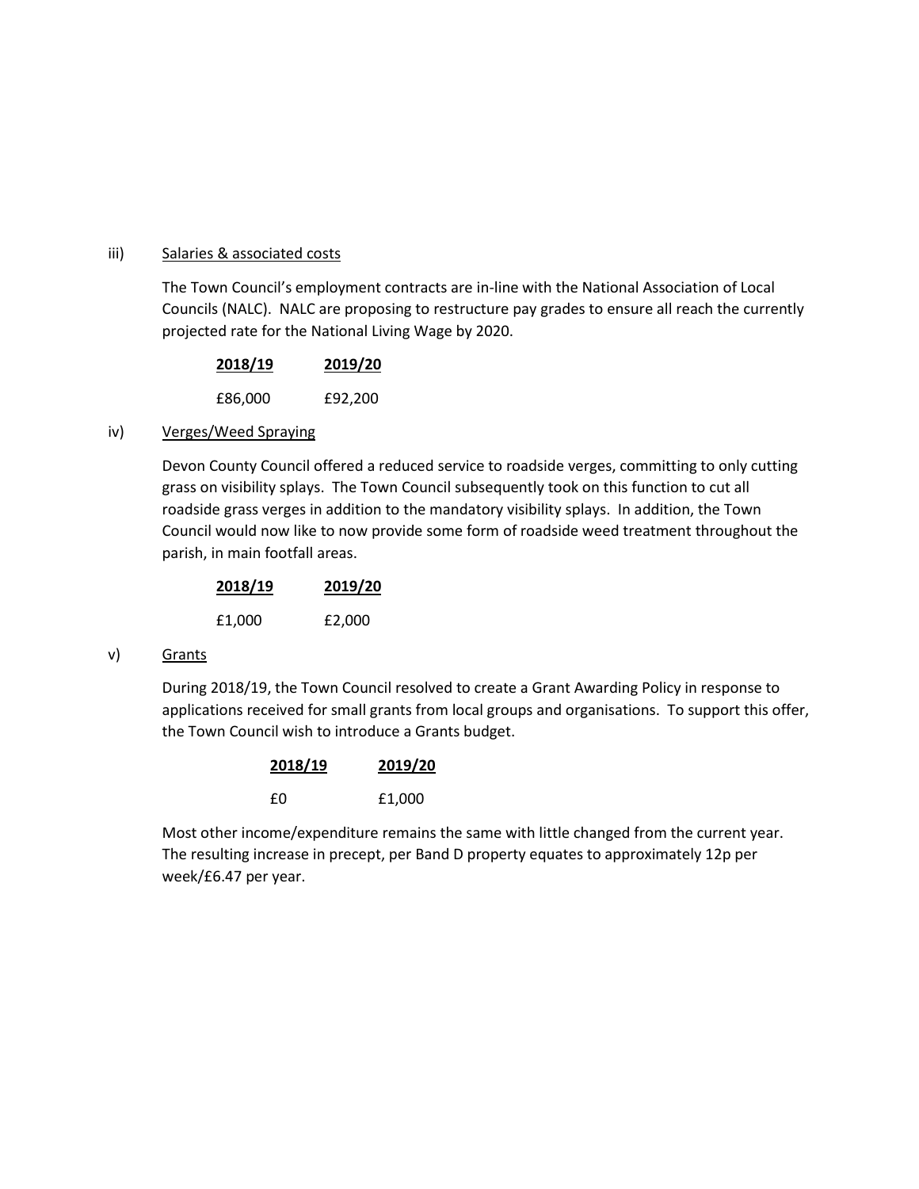iii) Salaries & associated costs

The Town Council's employment contracts are in-line with the National Association of Local Councils (NALC). NALC are proposing to restructure pay grades to ensure all reach the currently projected rate for the National Living Wage by 2020.

| 2018/19 | 2019/20 |
|---|---|
| £86,000 | £92,200 |

iv) Verges/Weed Spraying

Devon County Council offered a reduced service to roadside verges, committing to only cutting grass on visibility splays. The Town Council subsequently took on this function to cut all roadside grass verges in addition to the mandatory visibility splays. In addition, the Town Council would now like to now provide some form of roadside weed treatment throughout the parish, in main footfall areas.

| 2018/19 | 2019/20 |
|---|---|
| £1,000 | £2,000 |

v) Grants

During 2018/19, the Town Council resolved to create a Grant Awarding Policy in response to applications received for small grants from local groups and organisations. To support this offer, the Town Council wish to introduce a Grants budget.

| 2018/19 | 2019/20 |
|---|---|
| £0 | £1,000 |

Most other income/expenditure remains the same with little changed from the current year. The resulting increase in precept, per Band D property equates to approximately 12p per week/£6.47 per year.